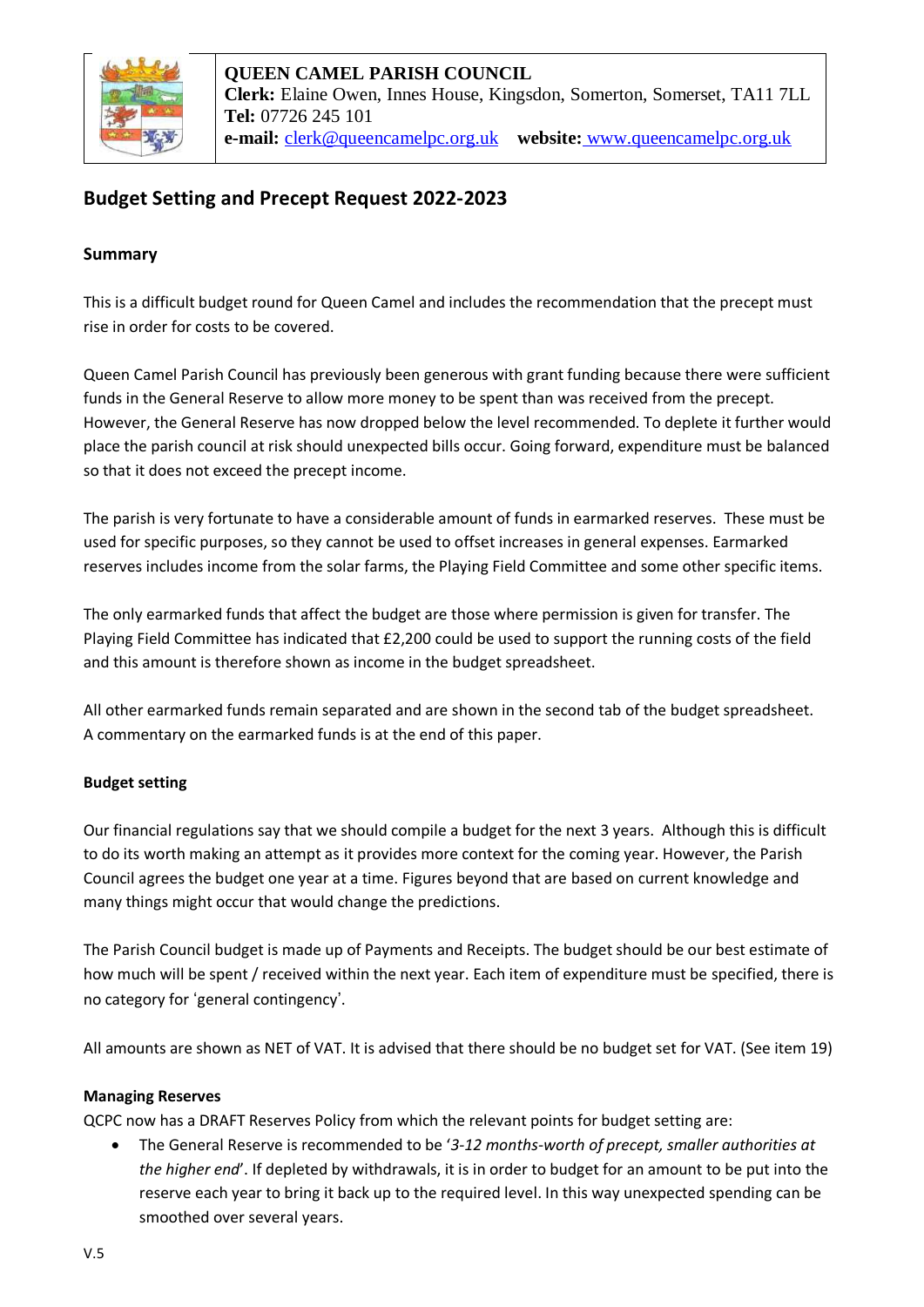**QUEEN CAMEL PARISH COUNCIL**
**Clerk:** Elaine Owen, Innes House, Kingsdon, Somerton, Somerset, TA11 7LL
**Tel:** 07726 245 101
**e-mail:** clerk@queencamelpc.org.uk **website:** www.queencamelpc.org.uk

# Budget Setting and Precept Request 2022-2023

## Summary

This is a difficult budget round for Queen Camel and includes the recommendation that the precept must rise in order for costs to be covered.

Queen Camel Parish Council has previously been generous with grant funding because there were sufficient funds in the General Reserve to allow more money to be spent than was received from the precept. However, the General Reserve has now dropped below the level recommended. To deplete it further would place the parish council at risk should unexpected bills occur. Going forward, expenditure must be balanced so that it does not exceed the precept income.

The parish is very fortunate to have a considerable amount of funds in earmarked reserves. These must be used for specific purposes, so they cannot be used to offset increases in general expenses. Earmarked reserves includes income from the solar farms, the Playing Field Committee and some other specific items.

The only earmarked funds that affect the budget are those where permission is given for transfer. The Playing Field Committee has indicated that £2,200 could be used to support the running costs of the field and this amount is therefore shown as income in the budget spreadsheet.

All other earmarked funds remain separated and are shown in the second tab of the budget spreadsheet. A commentary on the earmarked funds is at the end of this paper.

## Budget setting

Our financial regulations say that we should compile a budget for the next 3 years. Although this is difficult to do its worth making an attempt as it provides more context for the coming year. However, the Parish Council agrees the budget one year at a time. Figures beyond that are based on current knowledge and many things might occur that would change the predictions.

The Parish Council budget is made up of Payments and Receipts. The budget should be our best estimate of how much will be spent / received within the next year. Each item of expenditure must be specified, there is no category for 'general contingency'.

All amounts are shown as NET of VAT. It is advised that there should be no budget set for VAT. (See item 19)

## Managing Reserves

QCPC now has a DRAFT Reserves Policy from which the relevant points for budget setting are:

- The General Reserve is recommended to be '*3-12 months-worth of precept, smaller authorities at the higher end*'. If depleted by withdrawals, it is in order to budget for an amount to be put into the reserve each year to bring it back up to the required level. In this way unexpected spending can be smoothed over several years.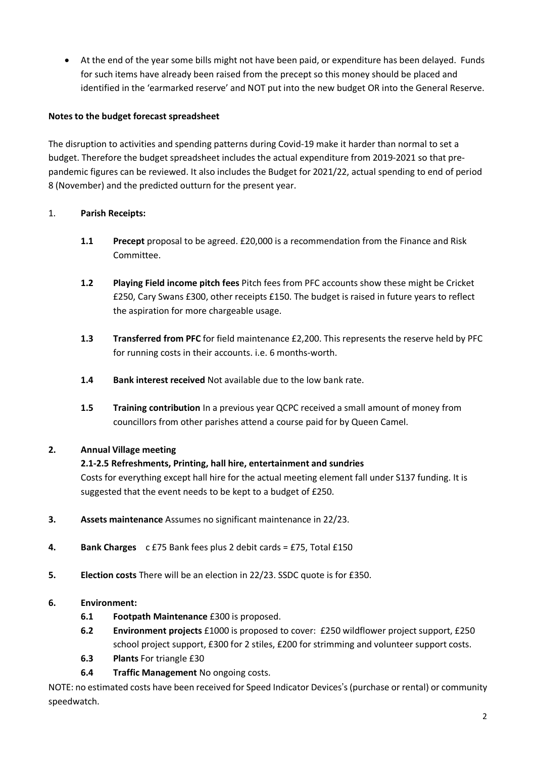- At the end of the year some bills might not have been paid, or expenditure has been delayed. Funds for such items have already been raised from the precept so this money should be placed and identified in the 'earmarked reserve' and NOT put into the new budget OR into the General Reserve.

**Notes to the budget forecast spreadsheet**

The disruption to activities and spending patterns during Covid-19 make it harder than normal to set a budget. Therefore the budget spreadsheet includes the actual expenditure from 2019-2021 so that pre-pandemic figures can be reviewed. It also includes the Budget for 2021/22, actual spending to end of period 8 (November) and the predicted outturn for the present year.

1. **Parish Receipts:**

   **1.1** **Precept** proposal to be agreed. £20,000 is a recommendation from the Finance and Risk Committee.

   **1.2** **Playing Field income pitch fees** Pitch fees from PFC accounts show these might be Cricket £250, Cary Swans £300, other receipts £150. The budget is raised in future years to reflect the aspiration for more chargeable usage.

   **1.3** **Transferred from PFC** for field maintenance £2,200. This represents the reserve held by PFC for running costs in their accounts. i.e. 6 months-worth.

   **1.4** **Bank interest received** Not available due to the low bank rate.

   **1.5** **Training contribution** In a previous year QCPC received a small amount of money from councillors from other parishes attend a course paid for by Queen Camel.

**2.** **Annual Village meeting**

   **2.1-2.5 Refreshments, Printing, hall hire, entertainment and sundries**
   Costs for everything except hall hire for the actual meeting element fall under S137 funding. It is suggested that the event needs to be kept to a budget of £250.

**3.** **Assets maintenance** Assumes no significant maintenance in 22/23.

**4.** **Bank Charges** c £75 Bank fees plus 2 debit cards = £75, Total £150

**5.** **Election costs** There will be an election in 22/23. SSDC quote is for £350.

**6.** **Environment:**

   **6.1** **Footpath Maintenance** £300 is proposed.

   **6.2** **Environment projects** £1000 is proposed to cover: £250 wildflower project support, £250 school project support, £300 for 2 stiles, £200 for strimming and volunteer support costs.

   **6.3** **Plants** For triangle £30

   **6.4** **Traffic Management** No ongoing costs.

NOTE: no estimated costs have been received for Speed Indicator Devices's (purchase or rental) or community speedwatch.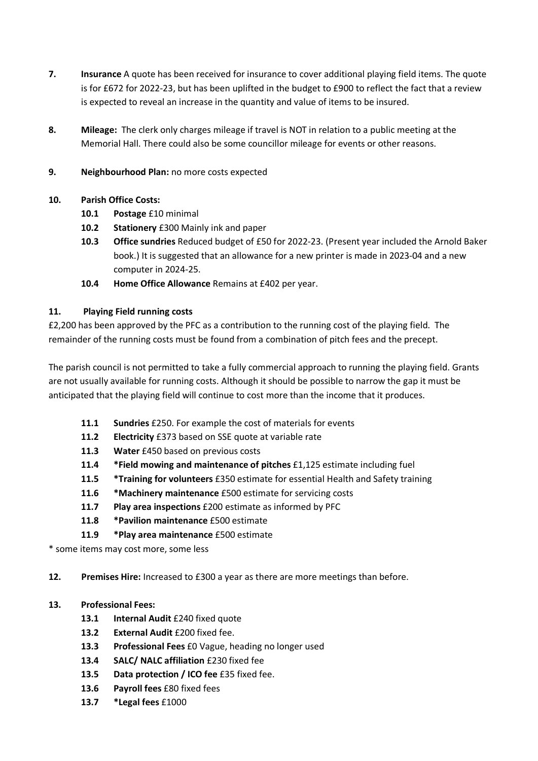**7.** **Insurance** A quote has been received for insurance to cover additional playing field items. The quote is for £672 for 2022-23, but has been uplifted in the budget to £900 to reflect the fact that a review is expected to reveal an increase in the quantity and value of items to be insured.

**8.** **Mileage:** The clerk only charges mileage if travel is NOT in relation to a public meeting at the Memorial Hall. There could also be some councillor mileage for events or other reasons.

**9.** **Neighbourhood Plan:** no more costs expected

**10.** **Parish Office Costs:**

- **10.1** **Postage** £10 minimal
- **10.2** **Stationery** £300 Mainly ink and paper
- **10.3** **Office sundries** Reduced budget of £50 for 2022-23. (Present year included the Arnold Baker book.) It is suggested that an allowance for a new printer is made in 2023-04 and a new computer in 2024-25.
- **10.4** **Home Office Allowance** Remains at £402 per year.

**11.** **Playing Field running costs**

£2,200 has been approved by the PFC as a contribution to the running cost of the playing field. The remainder of the running costs must be found from a combination of pitch fees and the precept.

The parish council is not permitted to take a fully commercial approach to running the playing field. Grants are not usually available for running costs. Although it should be possible to narrow the gap it must be anticipated that the playing field will continue to cost more than the income that it produces.

- **11.1** **Sundries** £250. For example the cost of materials for events
- **11.2** **Electricity** £373 based on SSE quote at variable rate
- **11.3** **Water** £450 based on previous costs
- **11.4** ***Field mowing and maintenance of pitches** £1,125 estimate including fuel
- **11.5** ***Training for volunteers** £350 estimate for essential Health and Safety training
- **11.6** ***Machinery maintenance** £500 estimate for servicing costs
- **11.7** **Play area inspections** £200 estimate as informed by PFC
- **11.8** ***Pavilion maintenance** £500 estimate
- **11.9** ***Play area maintenance** £500 estimate

* some items may cost more, some less

**12.** **Premises Hire:** Increased to £300 a year as there are more meetings than before.

**13.** **Professional Fees:**

- **13.1** **Internal Audit** £240 fixed quote
- **13.2** **External Audit** £200 fixed fee.
- **13.3** **Professional Fees** £0 Vague, heading no longer used
- **13.4** **SALC/ NALC affiliation** £230 fixed fee
- **13.5** **Data protection / ICO fee** £35 fixed fee.
- **13.6** **Payroll fees** £80 fixed fees
- **13.7** ***Legal fees** £1000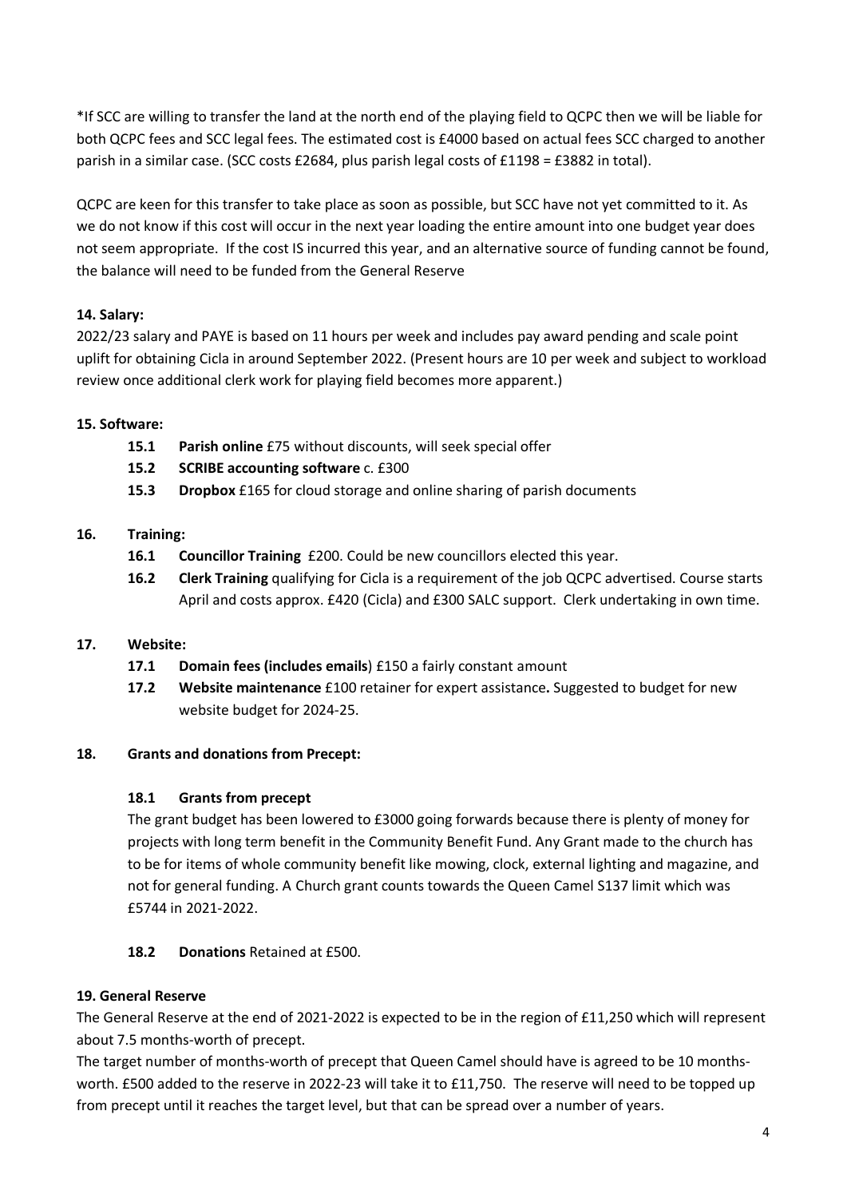*If SCC are willing to transfer the land at the north end of the playing field to QCPC then we will be liable for both QCPC fees and SCC legal fees. The estimated cost is £4000 based on actual fees SCC charged to another parish in a similar case. (SCC costs £2684, plus parish legal costs of £1198 = £3882 in total).

QCPC are keen for this transfer to take place as soon as possible, but SCC have not yet committed to it. As we do not know if this cost will occur in the next year loading the entire amount into one budget year does not seem appropriate. If the cost IS incurred this year, and an alternative source of funding cannot be found, the balance will need to be funded from the General Reserve

**14. Salary:**

2022/23 salary and PAYE is based on 11 hours per week and includes pay award pending and scale point uplift for obtaining Cicla in around September 2022. (Present hours are 10 per week and subject to workload review once additional clerk work for playing field becomes more apparent.)

**15. Software:**

- **15.1 Parish online** £75 without discounts, will seek special offer
- **15.2 SCRIBE accounting software** c. £300
- **15.3 Dropbox** £165 for cloud storage and online sharing of parish documents

**16. Training:**

- **16.1 Councillor Training** £200. Could be new councillors elected this year.
- **16.2 Clerk Training** qualifying for Cicla is a requirement of the job QCPC advertised. Course starts April and costs approx. £420 (Cicla) and £300 SALC support. Clerk undertaking in own time.

**17. Website:**

- **17.1 Domain fees (includes emails**) £150 a fairly constant amount
- **17.2 Website maintenance** £100 retainer for expert assistance**.** Suggested to budget for new website budget for 2024-25.

**18. Grants and donations from Precept:**

**18.1 Grants from precept**

The grant budget has been lowered to £3000 going forwards because there is plenty of money for projects with long term benefit in the Community Benefit Fund. Any Grant made to the church has to be for items of whole community benefit like mowing, clock, external lighting and magazine, and not for general funding. A Church grant counts towards the Queen Camel S137 limit which was £5744 in 2021-2022.

**18.2 Donations** Retained at £500.

**19. General Reserve**

The General Reserve at the end of 2021-2022 is expected to be in the region of £11,250 which will represent about 7.5 months-worth of precept.

The target number of months-worth of precept that Queen Camel should have is agreed to be 10 months-worth. £500 added to the reserve in 2022-23 will take it to £11,750. The reserve will need to be topped up from precept until it reaches the target level, but that can be spread over a number of years.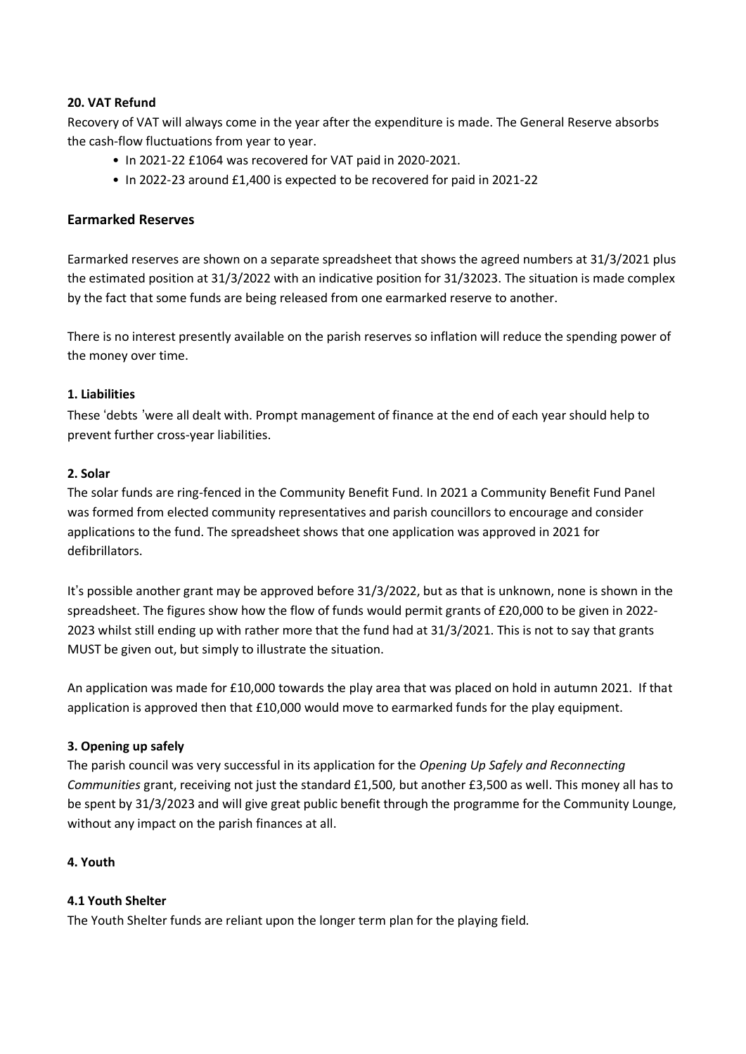**20. VAT Refund**

Recovery of VAT will always come in the year after the expenditure is made. The General Reserve absorbs the cash-flow fluctuations from year to year.

- In 2021-22 £1064 was recovered for VAT paid in 2020-2021.
- In 2022-23 around £1,400 is expected to be recovered for paid in 2021-22

## Earmarked Reserves

Earmarked reserves are shown on a separate spreadsheet that shows the agreed numbers at 31/3/2021 plus the estimated position at 31/3/2022 with an indicative position for 31/32023. The situation is made complex by the fact that some funds are being released from one earmarked reserve to another.

There is no interest presently available on the parish reserves so inflation will reduce the spending power of the money over time.

**1. Liabilities**

These 'debts 'were all dealt with. Prompt management of finance at the end of each year should help to prevent further cross-year liabilities.

**2. Solar**

The solar funds are ring-fenced in the Community Benefit Fund. In 2021 a Community Benefit Fund Panel was formed from elected community representatives and parish councillors to encourage and consider applications to the fund. The spreadsheet shows that one application was approved in 2021 for defibrillators.

It's possible another grant may be approved before 31/3/2022, but as that is unknown, none is shown in the spreadsheet. The figures show how the flow of funds would permit grants of £20,000 to be given in 2022-2023 whilst still ending up with rather more that the fund had at 31/3/2021. This is not to say that grants MUST be given out, but simply to illustrate the situation.

An application was made for £10,000 towards the play area that was placed on hold in autumn 2021. If that application is approved then that £10,000 would move to earmarked funds for the play equipment.

**3. Opening up safely**

The parish council was very successful in its application for the *Opening Up Safely and Reconnecting Communities* grant, receiving not just the standard £1,500, but another £3,500 as well. This money all has to be spent by 31/3/2023 and will give great public benefit through the programme for the Community Lounge, without any impact on the parish finances at all.

**4. Youth**

**4.1 Youth Shelter**

The Youth Shelter funds are reliant upon the longer term plan for the playing field.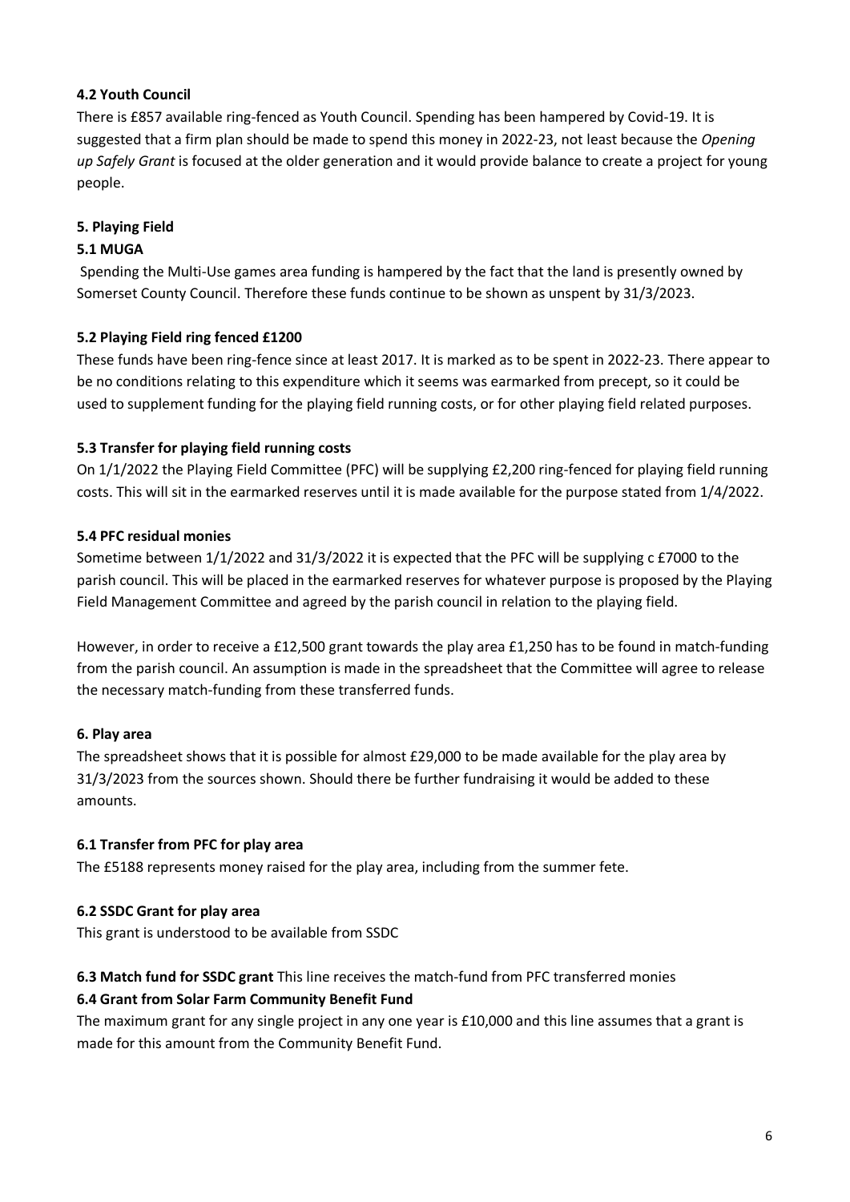**4.2 Youth Council**

There is £857 available ring-fenced as Youth Council. Spending has been hampered by Covid-19. It is suggested that a firm plan should be made to spend this money in 2022-23, not least because the *Opening up Safely Grant* is focused at the older generation and it would provide balance to create a project for young people.

**5. Playing Field**

**5.1 MUGA**

Spending the Multi-Use games area funding is hampered by the fact that the land is presently owned by Somerset County Council. Therefore these funds continue to be shown as unspent by 31/3/2023.

**5.2 Playing Field ring fenced £1200**

These funds have been ring-fence since at least 2017. It is marked as to be spent in 2022-23. There appear to be no conditions relating to this expenditure which it seems was earmarked from precept, so it could be used to supplement funding for the playing field running costs, or for other playing field related purposes.

**5.3 Transfer for playing field running costs**

On 1/1/2022 the Playing Field Committee (PFC) will be supplying £2,200 ring-fenced for playing field running costs. This will sit in the earmarked reserves until it is made available for the purpose stated from 1/4/2022.

**5.4 PFC residual monies**

Sometime between 1/1/2022 and 31/3/2022 it is expected that the PFC will be supplying c £7000 to the parish council. This will be placed in the earmarked reserves for whatever purpose is proposed by the Playing Field Management Committee and agreed by the parish council in relation to the playing field.

However, in order to receive a £12,500 grant towards the play area £1,250 has to be found in match-funding from the parish council. An assumption is made in the spreadsheet that the Committee will agree to release the necessary match-funding from these transferred funds.

**6. Play area**

The spreadsheet shows that it is possible for almost £29,000 to be made available for the play area by 31/3/2023 from the sources shown. Should there be further fundraising it would be added to these amounts.

**6.1 Transfer from PFC for play area**

The £5188 represents money raised for the play area, including from the summer fete.

**6.2 SSDC Grant for play area**

This grant is understood to be available from SSDC

**6.3 Match fund for SSDC grant** This line receives the match-fund from PFC transferred monies

**6.4 Grant from Solar Farm Community Benefit Fund**

The maximum grant for any single project in any one year is £10,000 and this line assumes that a grant is made for this amount from the Community Benefit Fund.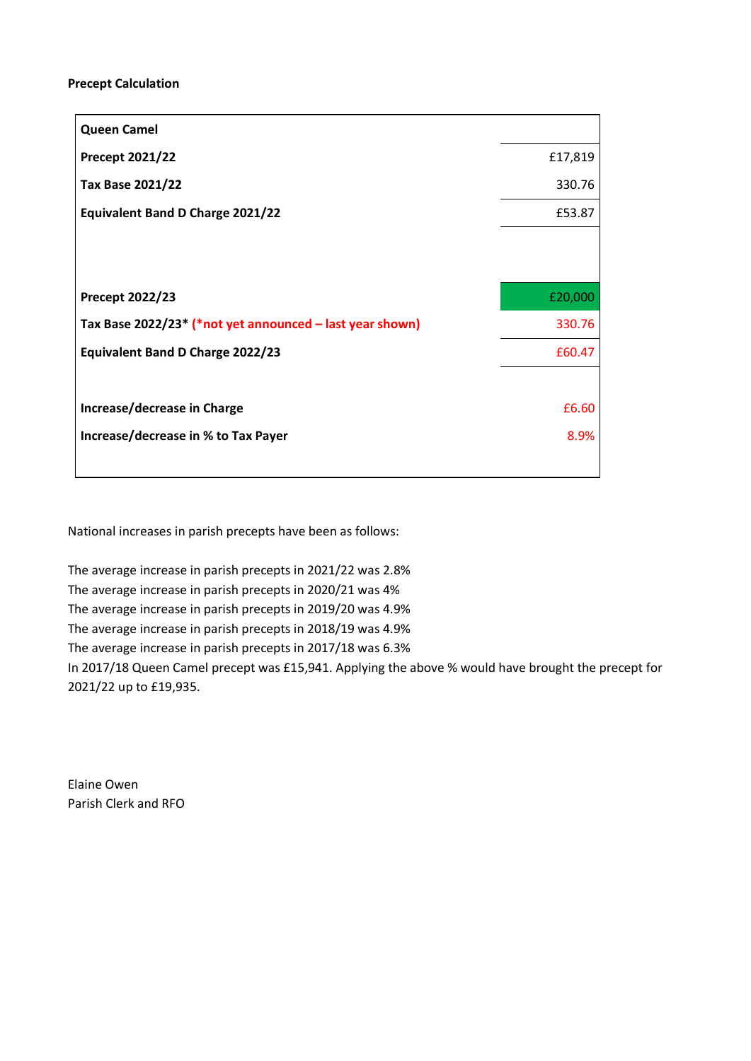**Precept Calculation**

| | |
|---|---|
| **Queen Camel** | |
| **Precept 2021/22** | £17,819 |
| **Tax Base 2021/22** | 330.76 |
| **Equivalent Band D Charge 2021/22** | £53.87 |
| | |
| **Precept 2022/23** | £20,000 |
| **Tax Base 2022/23* (*not yet announced – last year shown)** | 330.76 |
| **Equivalent Band D Charge 2022/23** | £60.47 |
| | |
| **Increase/decrease in Charge** | £6.60 |
| **Increase/decrease in % to Tax Payer** | 8.9% |

National increases in parish precepts have been as follows:

The average increase in parish precepts in 2021/22 was 2.8%
The average increase in parish precepts in 2020/21 was 4%
The average increase in parish precepts in 2019/20 was 4.9%
The average increase in parish precepts in 2018/19 was 4.9%
The average increase in parish precepts in 2017/18 was 6.3%
In 2017/18 Queen Camel precept was £15,941. Applying the above % would have brought the precept for 2021/22 up to £19,935.

Elaine Owen
Parish Clerk and RFO